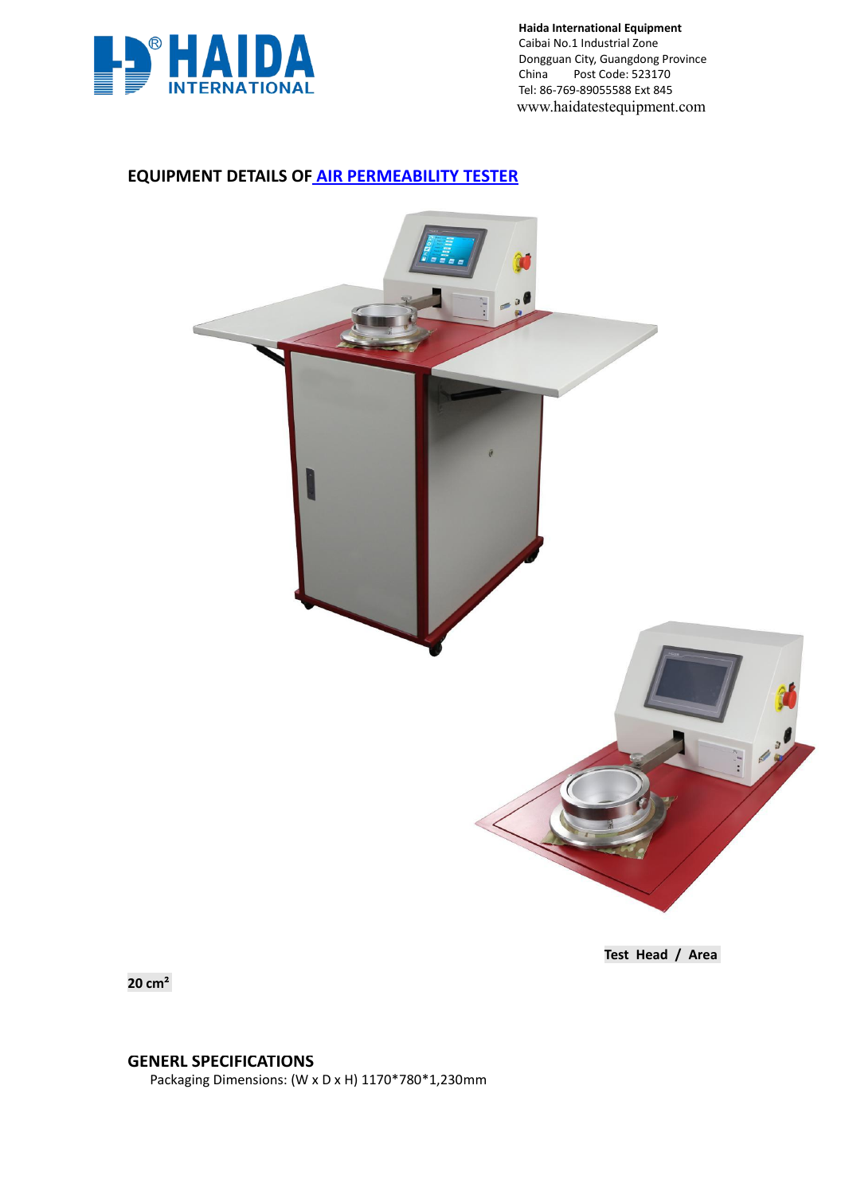**Haida International Equipment**
Caibai No.1 Industrial Zone
Dongguan City, Guangdong Province
China Post Code: 523170
Tel: 86-769-89055588 Ext 845
www.haidatestequipment.com

## EQUIPMENT DETAILS OF AIR PERMEABILITY TESTER

**Test Head / Area**

**20 cm²**

## GENERL SPECIFICATIONS

Packaging Dimensions: (W x D x H) 1170*780*1,230mm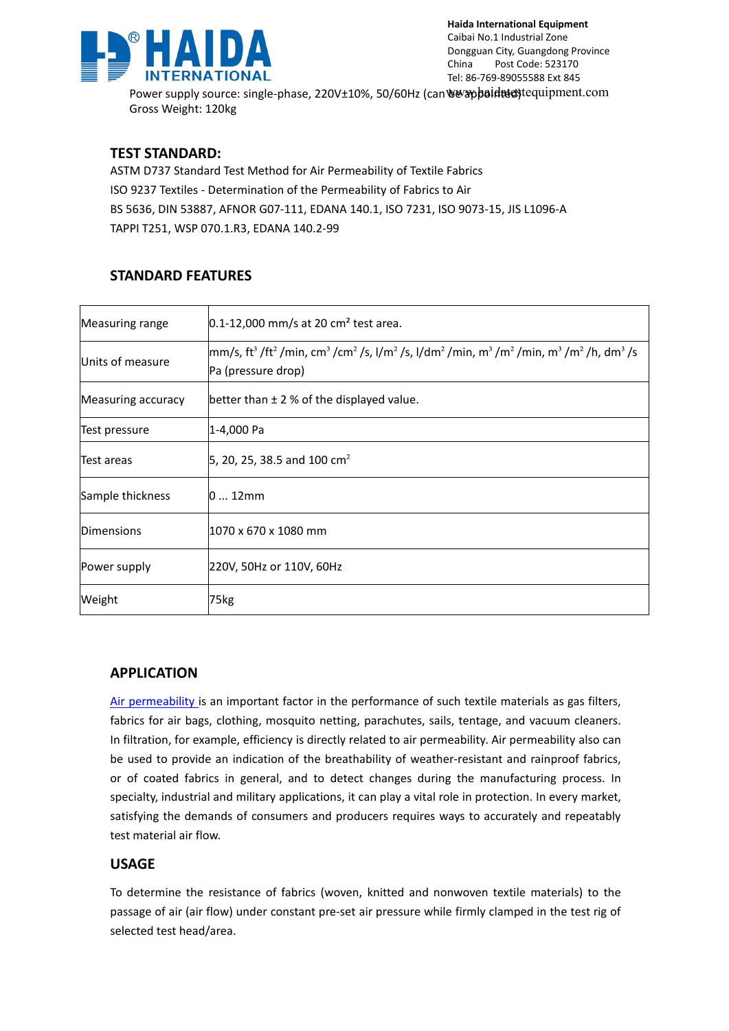Power supply source: single-phase, 220V±10%, 50/60Hz (can be appointed)

Gross Weight: 120kg

## TEST STANDARD:

ASTM D737 Standard Test Method for Air Permeability of Textile Fabrics

ISO 9237 Textiles - Determination of the Permeability of Fabrics to Air

BS 5636, DIN 53887, AFNOR G07-111, EDANA 140.1, ISO 7231, ISO 9073-15, JIS L1096-A

TAPPI T251, WSP 070.1.R3, EDANA 140.2-99

## STANDARD FEATURES

| | |
|---|---|
| Measuring range | 0.1-12,000 mm/s at 20 cm² test area. |
| Units of measure | mm/s, $ft^3/ft^2/min$, $cm^3/cm^2/s$, $l/m^2/s$, $l/dm^2/min$, $m^3/m^2/min$, $m^3/m^2/h$, $dm^3/s$ Pa (pressure drop) |
| Measuring accuracy | better than ± 2 % of the displayed value. |
| Test pressure | 1-4,000 Pa |
| Test areas | 5, 20, 25, 38.5 and 100 $cm^2$ |
| Sample thickness | 0 ... 12mm |
| Dimensions | 1070 x 670 x 1080 mm |
| Power supply | 220V, 50Hz or 110V, 60Hz |
| Weight | 75kg |

## APPLICATION

Air permeability is an important factor in the performance of such textile materials as gas filters, fabrics for air bags, clothing, mosquito netting, parachutes, sails, tentage, and vacuum cleaners. In filtration, for example, efficiency is directly related to air permeability. Air permeability also can be used to provide an indication of the breathability of weather-resistant and rainproof fabrics, or of coated fabrics in general, and to detect changes during the manufacturing process. In specialty, industrial and military applications, it can play a vital role in protection. In every market, satisfying the demands of consumers and producers requires ways to accurately and repeatably test material air flow.

## USAGE

To determine the resistance of fabrics (woven, knitted and nonwoven textile materials) to the passage of air (air flow) under constant pre-set air pressure while firmly clamped in the test rig of selected test head/area.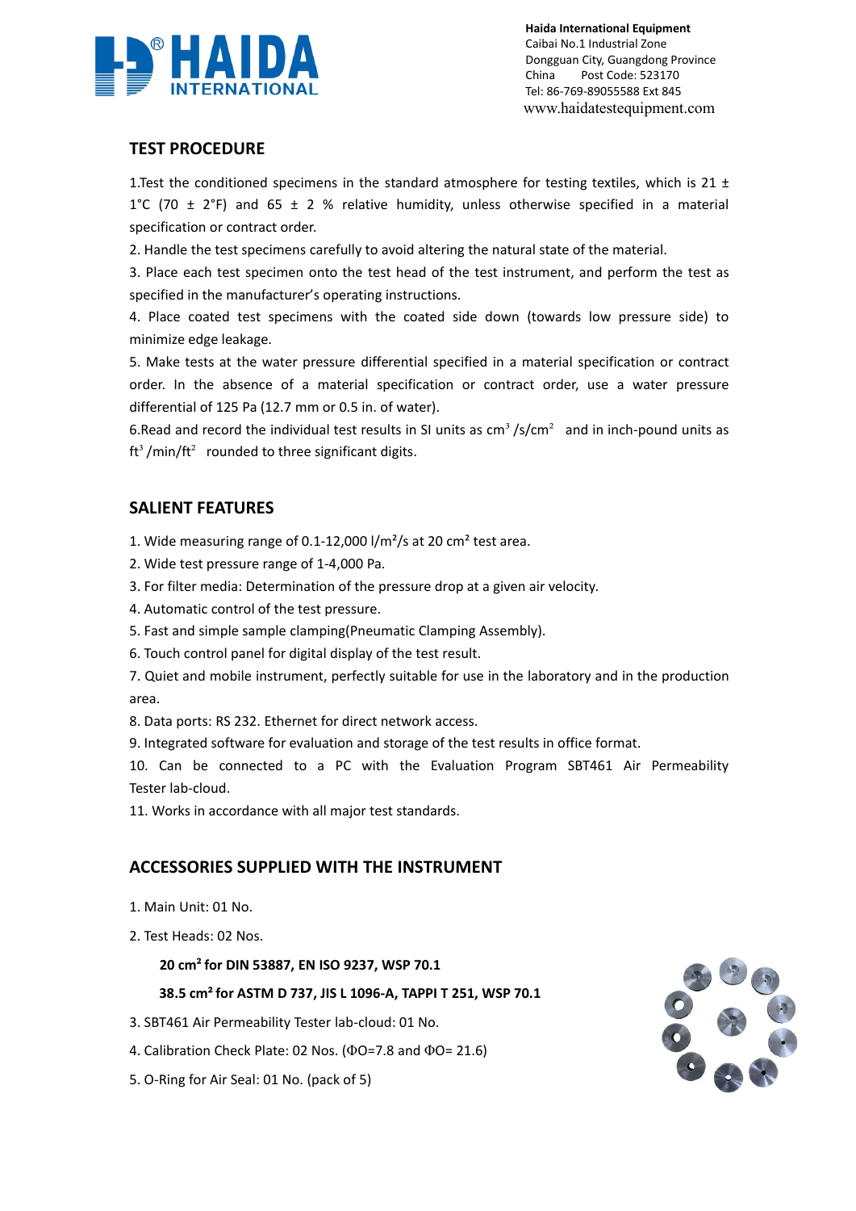## TEST PROCEDURE

1.Test the conditioned specimens in the standard atmosphere for testing textiles, which is 21 ± 1°C (70 ± 2°F) and 65 ± 2 % relative humidity, unless otherwise specified in a material specification or contract order.

2. Handle the test specimens carefully to avoid altering the natural state of the material.

3. Place each test specimen onto the test head of the test instrument, and perform the test as specified in the manufacturer's operating instructions.

4. Place coated test specimens with the coated side down (towards low pressure side) to minimize edge leakage.

5. Make tests at the water pressure differential specified in a material specification or contract order. In the absence of a material specification or contract order, use a water pressure differential of 125 Pa (12.7 mm or 0.5 in. of water).

6.Read and record the individual test results in SI units as $cm^3/s/cm^2$ and in inch-pound units as $ft^3/min/ft^2$ rounded to three significant digits.

## SALIENT FEATURES

1. Wide measuring range of 0.1-12,000 $l/m^2/s$ at 20 $cm^2$ test area.
2. Wide test pressure range of 1-4,000 Pa.
3. For filter media: Determination of the pressure drop at a given air velocity.
4. Automatic control of the test pressure.
5. Fast and simple sample clamping(Pneumatic Clamping Assembly).
6. Touch control panel for digital display of the test result.
7. Quiet and mobile instrument, perfectly suitable for use in the laboratory and in the production area.
8. Data ports: RS 232. Ethernet for direct network access.
9. Integrated software for evaluation and storage of the test results in office format.
10. Can be connected to a PC with the Evaluation Program SBT461 Air Permeability Tester lab-cloud.
11. Works in accordance with all major test standards.

## ACCESSORIES SUPPLIED WITH THE INSTRUMENT

1. Main Unit: 01 No.
2. Test Heads: 02 Nos.

   **20 $cm^2$ for DIN 53887, EN ISO 9237, WSP 70.1**

   **38.5 $cm^2$ for ASTM D 737, JIS L 1096-A, TAPPI T 251, WSP 70.1**

3. SBT461 Air Permeability Tester lab-cloud: 01 No.
4. Calibration Check Plate: 02 Nos. (ΦO=7.8 and ΦO= 21.6)
5. O-Ring for Air Seal: 01 No. (pack of 5)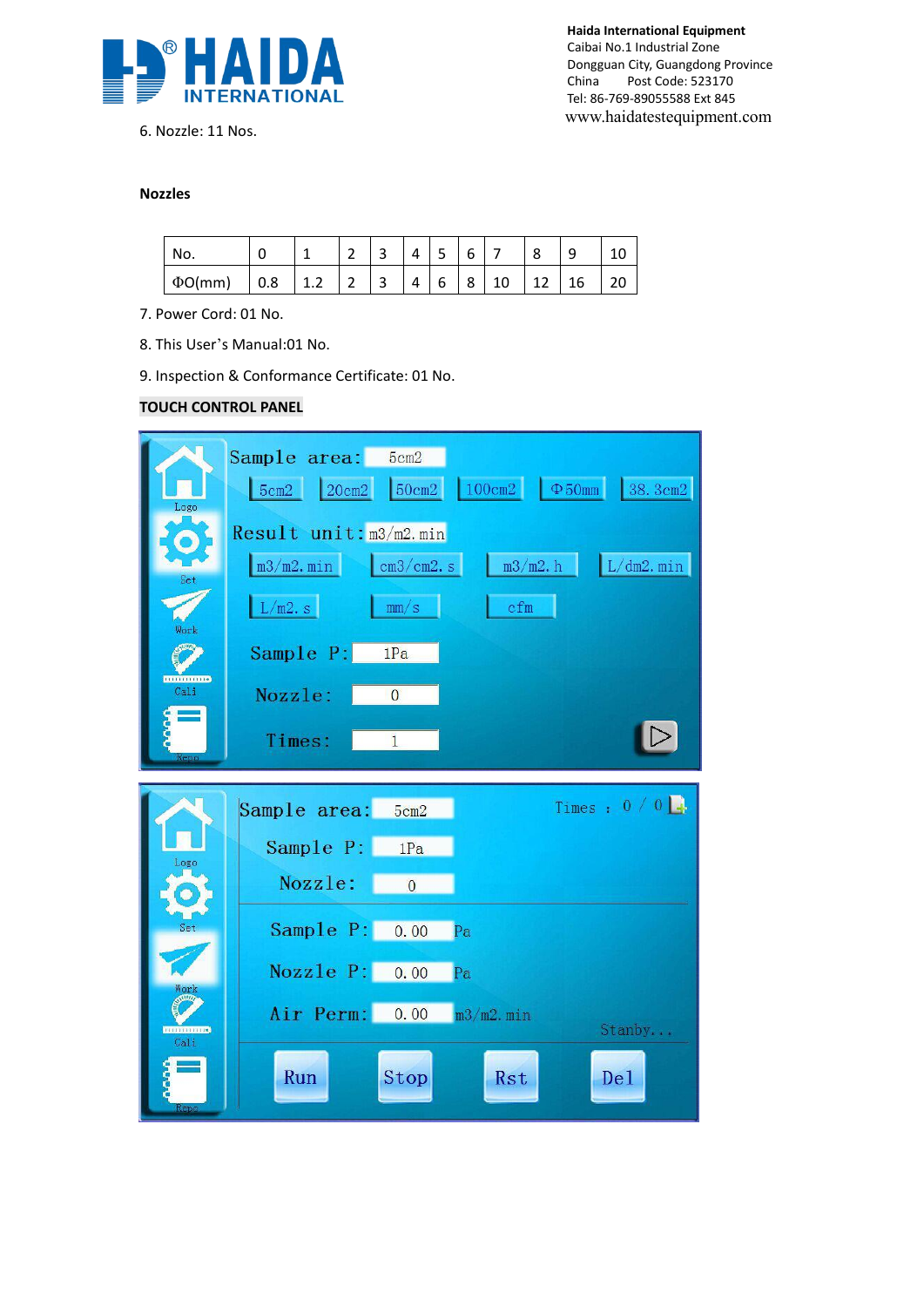6. Nozzle: 11 Nos.

**Nozzles**

| No. | 0 | 1 | 2 | 3 | 4 | 5 | 6 | 7 | 8 | 9 | 10 |
|---|---|---|---|---|---|---|---|---|---|---|---|
| ΦO(mm) | 0.8 | 1.2 | 2 | 3 | 4 | 6 | 8 | 10 | 12 | 16 | 20 |

7. Power Cord: 01 No.

8. This User's Manual:01 No.

9. Inspection & Conformance Certificate: 01 No.

**TOUCH CONTROL PANEL**

Logo | Set | Work | Cali | Repo

Sample area: 5cm2

5cm2 | 20cm2 | 50cm2 | 100cm2 | Φ50mm | 38.3cm2

Result unit: m3/m2.min

m3/m2.min | cm3/cm2.s | m3/m2.h | L/dm2.min

L/m2.s | mm/s | cfm

Sample P: 1Pa

Nozzle: 0

Times: 1

Logo | Set | Work | Cali | Repo

Sample area: 5cm2

Times : 0 / 0

Sample P: 1Pa

Nozzle: 0

Sample P: 0.00 Pa

Nozzle P: 0.00 Pa

Air Perm: 0.00 m3/m2.min

Stanby...

Run | Stop | Rst | Del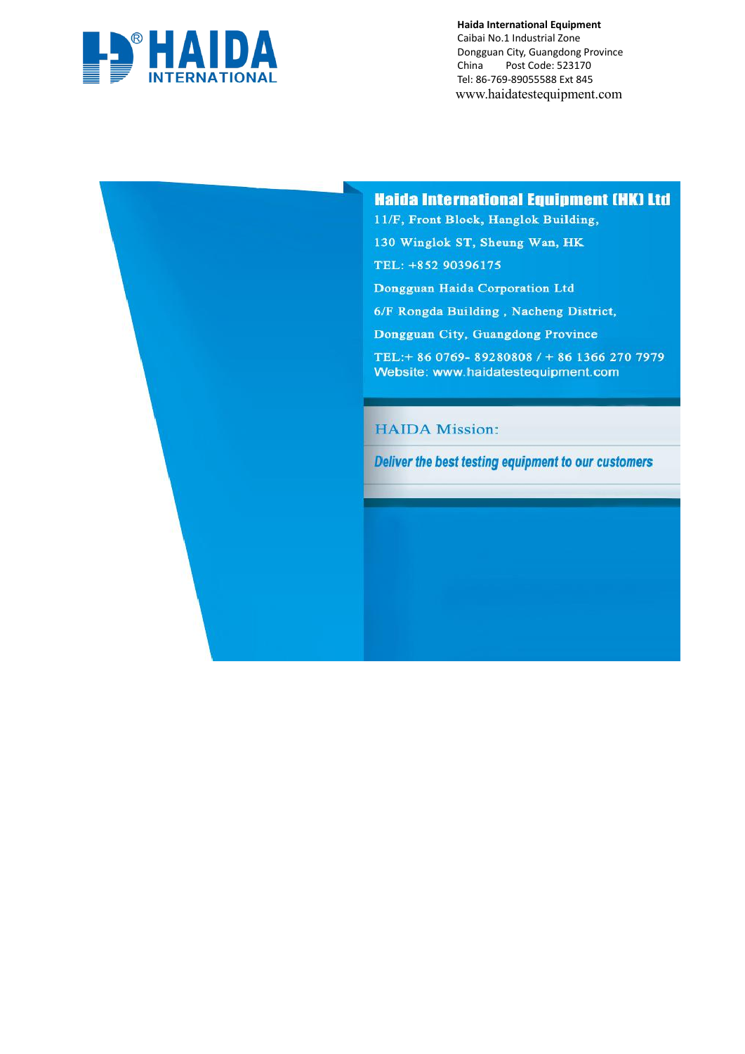HAIDA INTERNATIONAL

**Haida International Equipment**
Caibai No.1 Industrial Zone
Dongguan City, Guangdong Province
China Post Code: 523170
Tel: 86-769-89055588 Ext 845
www.haidatestequipment.com

## Haida International Equipment (HK) Ltd

11/F, Front Block, Hanglok Building,
130 Winglok ST, Sheung Wan, HK
TEL: +852 90396175

Dongguan Haida Corporation Ltd
6/F Rongda Building , Nacheng District,
Dongguan City, Guangdong Province
TEL:+ 86 0769- 89280808 / + 86 1366 270 7979
Website: www.haidatestequipment.com

HAIDA Mission:

***Deliver the best testing equipment to our customers***